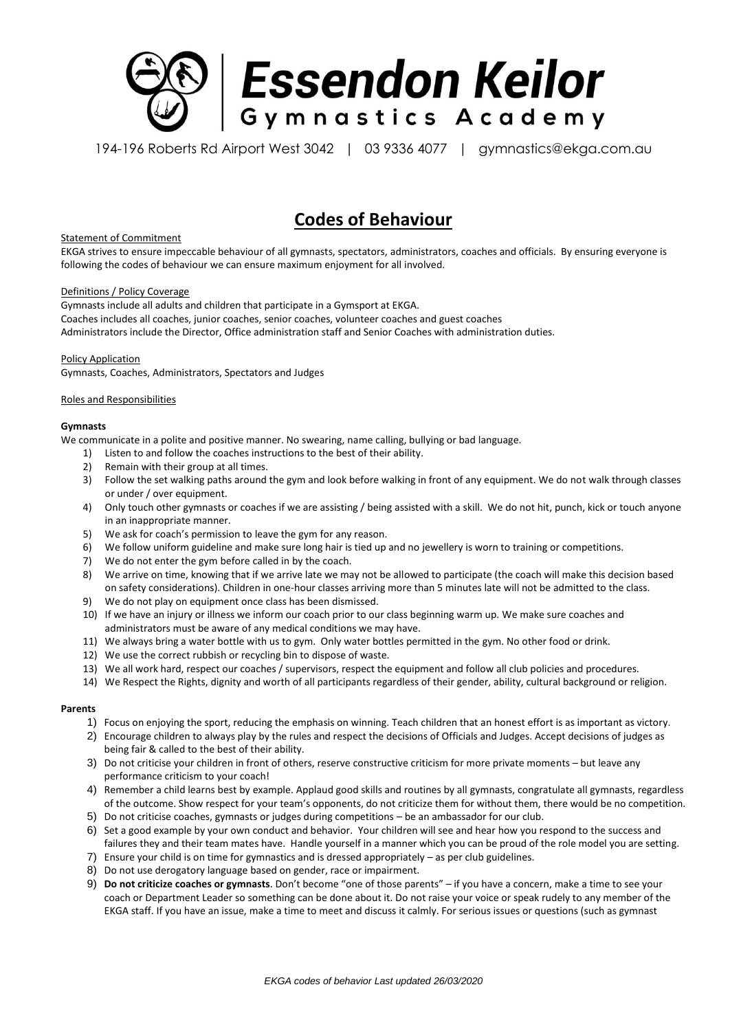# Essendon Keilor Gymnastics Academy

194-196 Roberts Rd Airport West 3042 | 03 9336 4077 | gymnastics@ekga.com.au

## Codes of Behaviour

Statement of Commitment

EKGA strives to ensure impeccable behaviour of all gymnasts, spectators, administrators, coaches and officials. By ensuring everyone is following the codes of behaviour we can ensure maximum enjoyment for all involved.

Definitions / Policy Coverage

Gymnasts include all adults and children that participate in a Gymsport at EKGA.
Coaches includes all coaches, junior coaches, senior coaches, volunteer coaches and guest coaches
Administrators include the Director, Office administration staff and Senior Coaches with administration duties.

Policy Application

Gymnasts, Coaches, Administrators, Spectators and Judges

Roles and Responsibilities

**Gymnasts**

We communicate in a polite and positive manner. No swearing, name calling, bullying or bad language.

1) Listen to and follow the coaches instructions to the best of their ability.
2) Remain with their group at all times.
3) Follow the set walking paths around the gym and look before walking in front of any equipment. We do not walk through classes or under / over equipment.
4) Only touch other gymnasts or coaches if we are assisting / being assisted with a skill. We do not hit, punch, kick or touch anyone in an inappropriate manner.
5) We ask for coach's permission to leave the gym for any reason.
6) We follow uniform guideline and make sure long hair is tied up and no jewellery is worn to training or competitions.
7) We do not enter the gym before called in by the coach.
8) We arrive on time, knowing that if we arrive late we may not be allowed to participate (the coach will make this decision based on safety considerations). Children in one-hour classes arriving more than 5 minutes late will not be admitted to the class.
9) We do not play on equipment once class has been dismissed.
10) If we have an injury or illness we inform our coach prior to our class beginning warm up. We make sure coaches and administrators must be aware of any medical conditions we may have.
11) We always bring a water bottle with us to gym. Only water bottles permitted in the gym. No other food or drink.
12) We use the correct rubbish or recycling bin to dispose of waste.
13) We all work hard, respect our coaches / supervisors, respect the equipment and follow all club policies and procedures.
14) We Respect the Rights, dignity and worth of all participants regardless of their gender, ability, cultural background or religion.

**Parents**

1) Focus on enjoying the sport, reducing the emphasis on winning. Teach children that an honest effort is as important as victory.
2) Encourage children to always play by the rules and respect the decisions of Officials and Judges. Accept decisions of judges as being fair & called to the best of their ability.
3) Do not criticise your children in front of others, reserve constructive criticism for more private moments – but leave any performance criticism to your coach!
4) Remember a child learns best by example. Applaud good skills and routines by all gymnasts, congratulate all gymnasts, regardless of the outcome. Show respect for your team's opponents, do not criticize them for without them, there would be no competition.
5) Do not criticise coaches, gymnasts or judges during competitions – be an ambassador for our club.
6) Set a good example by your own conduct and behavior. Your children will see and hear how you respond to the success and failures they and their team mates have. Handle yourself in a manner which you can be proud of the role model you are setting.
7) Ensure your child is on time for gymnastics and is dressed appropriately – as per club guidelines.
8) Do not use derogatory language based on gender, race or impairment.
9) **Do not criticize coaches or gymnasts**. Don't become "one of those parents" – if you have a concern, make a time to see your coach or Department Leader so something can be done about it. Do not raise your voice or speak rudely to any member of the EKGA staff. If you have an issue, make a time to meet and discuss it calmly. For serious issues or questions (such as gymnast

*EKGA codes of behavior Last updated 26/03/2020*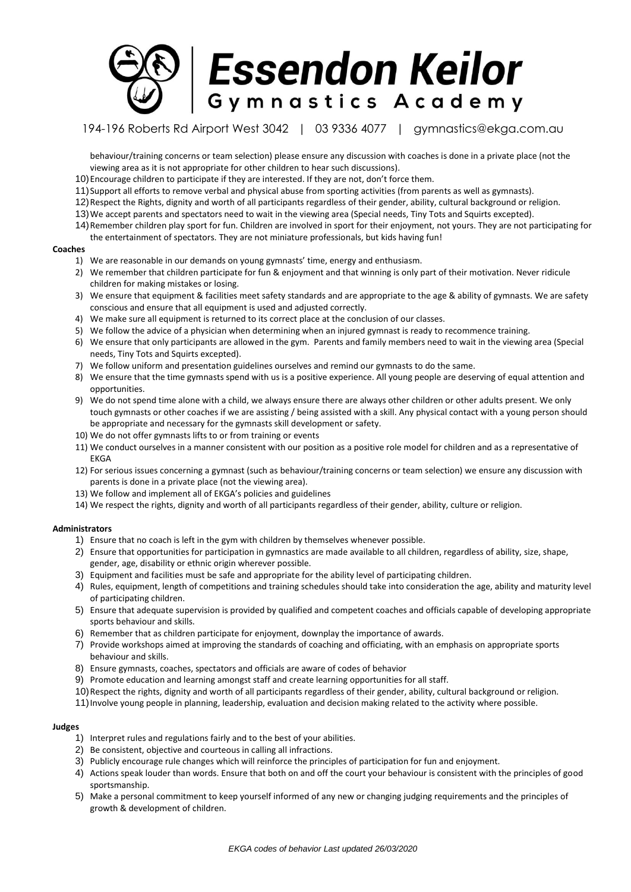behaviour/training concerns or team selection) please ensure any discussion with coaches is done in a private place (not the viewing area as it is not appropriate for other children to hear such discussions).

10) Encourage children to participate if they are interested. If they are not, don't force them.
11) Support all efforts to remove verbal and physical abuse from sporting activities (from parents as well as gymnasts).
12) Respect the Rights, dignity and worth of all participants regardless of their gender, ability, cultural background or religion.
13) We accept parents and spectators need to wait in the viewing area (Special needs, Tiny Tots and Squirts excepted).
14) Remember children play sport for fun. Children are involved in sport for their enjoyment, not yours. They are not participating for the entertainment of spectators. They are not miniature professionals, but kids having fun!

**Coaches**

1) We are reasonable in our demands on young gymnasts' time, energy and enthusiasm.
2) We remember that children participate for fun & enjoyment and that winning is only part of their motivation. Never ridicule children for making mistakes or losing.
3) We ensure that equipment & facilities meet safety standards and are appropriate to the age & ability of gymnasts. We are safety conscious and ensure that all equipment is used and adjusted correctly.
4) We make sure all equipment is returned to its correct place at the conclusion of our classes.
5) We follow the advice of a physician when determining when an injured gymnast is ready to recommence training.
6) We ensure that only participants are allowed in the gym. Parents and family members need to wait in the viewing area (Special needs, Tiny Tots and Squirts excepted).
7) We follow uniform and presentation guidelines ourselves and remind our gymnasts to do the same.
8) We ensure that the time gymnasts spend with us is a positive experience. All young people are deserving of equal attention and opportunities.
9) We do not spend time alone with a child, we always ensure there are always other children or other adults present. We only touch gymnasts or other coaches if we are assisting / being assisted with a skill. Any physical contact with a young person should be appropriate and necessary for the gymnasts skill development or safety.
10) We do not offer gymnasts lifts to or from training or events
11) We conduct ourselves in a manner consistent with our position as a positive role model for children and as a representative of EKGA
12) For serious issues concerning a gymnast (such as behaviour/training concerns or team selection) we ensure any discussion with parents is done in a private place (not the viewing area).
13) We follow and implement all of EKGA's policies and guidelines
14) We respect the rights, dignity and worth of all participants regardless of their gender, ability, culture or religion.

**Administrators**

1) Ensure that no coach is left in the gym with children by themselves whenever possible.
2) Ensure that opportunities for participation in gymnastics are made available to all children, regardless of ability, size, shape, gender, age, disability or ethnic origin wherever possible.
3) Equipment and facilities must be safe and appropriate for the ability level of participating children.
4) Rules, equipment, length of competitions and training schedules should take into consideration the age, ability and maturity level of participating children.
5) Ensure that adequate supervision is provided by qualified and competent coaches and officials capable of developing appropriate sports behaviour and skills.
6) Remember that as children participate for enjoyment, downplay the importance of awards.
7) Provide workshops aimed at improving the standards of coaching and officiating, with an emphasis on appropriate sports behaviour and skills.
8) Ensure gymnasts, coaches, spectators and officials are aware of codes of behavior
9) Promote education and learning amongst staff and create learning opportunities for all staff.
10) Respect the rights, dignity and worth of all participants regardless of their gender, ability, cultural background or religion.
11) Involve young people in planning, leadership, evaluation and decision making related to the activity where possible.

**Judges**

1) Interpret rules and regulations fairly and to the best of your abilities.
2) Be consistent, objective and courteous in calling all infractions.
3) Publicly encourage rule changes which will reinforce the principles of participation for fun and enjoyment.
4) Actions speak louder than words. Ensure that both on and off the court your behaviour is consistent with the principles of good sportsmanship.
5) Make a personal commitment to keep yourself informed of any new or changing judging requirements and the principles of growth & development of children.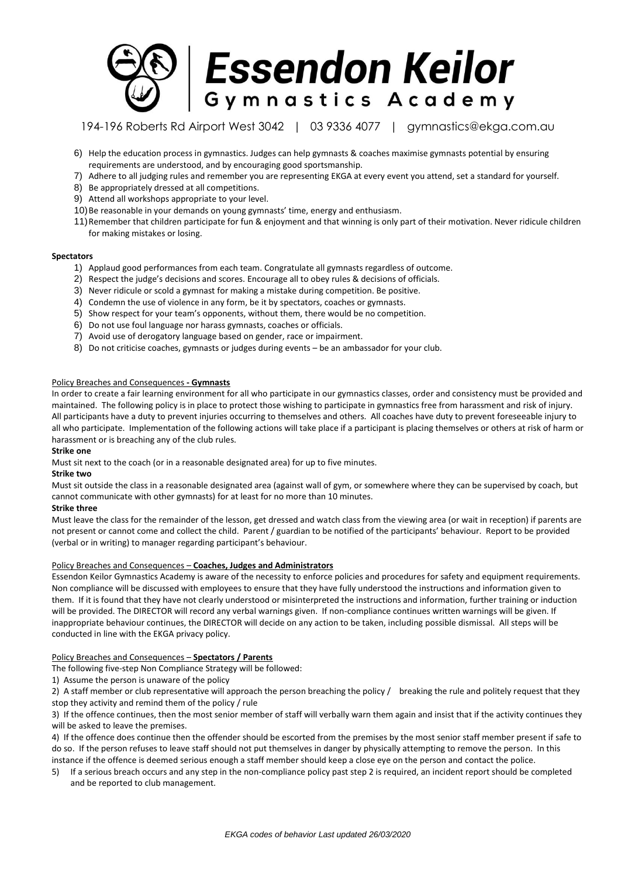6) Help the education process in gymnastics. Judges can help gymnasts & coaches maximise gymnasts potential by ensuring requirements are understood, and by encouraging good sportsmanship.
7) Adhere to all judging rules and remember you are representing EKGA at every event you attend, set a standard for yourself.
8) Be appropriately dressed at all competitions.
9) Attend all workshops appropriate to your level.
10) Be reasonable in your demands on young gymnasts' time, energy and enthusiasm.
11) Remember that children participate for fun & enjoyment and that winning is only part of their motivation. Never ridicule children for making mistakes or losing.

**Spectators**

1) Applaud good performances from each team. Congratulate all gymnasts regardless of outcome.
2) Respect the judge's decisions and scores. Encourage all to obey rules & decisions of officials.
3) Never ridicule or scold a gymnast for making a mistake during competition. Be positive.
4) Condemn the use of violence in any form, be it by spectators, coaches or gymnasts.
5) Show respect for your team's opponents, without them, there would be no competition.
6) Do not use foul language nor harass gymnasts, coaches or officials.
7) Avoid use of derogatory language based on gender, race or impairment.
8) Do not criticise coaches, gymnasts or judges during events – be an ambassador for your club.

Policy Breaches and Consequences **- Gymnasts**

In order to create a fair learning environment for all who participate in our gymnastics classes, order and consistency must be provided and maintained. The following policy is in place to protect those wishing to participate in gymnastics free from harassment and risk of injury. All participants have a duty to prevent injuries occurring to themselves and others. All coaches have duty to prevent foreseeable injury to all who participate. Implementation of the following actions will take place if a participant is placing themselves or others at risk of harm or harassment or is breaching any of the club rules.

**Strike one**

Must sit next to the coach (or in a reasonable designated area) for up to five minutes.

**Strike two**

Must sit outside the class in a reasonable designated area (against wall of gym, or somewhere where they can be supervised by coach, but cannot communicate with other gymnasts) for at least for no more than 10 minutes.

**Strike three**

Must leave the class for the remainder of the lesson, get dressed and watch class from the viewing area (or wait in reception) if parents are not present or cannot come and collect the child. Parent / guardian to be notified of the participants' behaviour. Report to be provided (verbal or in writing) to manager regarding participant's behaviour.

Policy Breaches and Consequences – **Coaches, Judges and Administrators**

Essendon Keilor Gymnastics Academy is aware of the necessity to enforce policies and procedures for safety and equipment requirements. Non compliance will be discussed with employees to ensure that they have fully understood the instructions and information given to them. If it is found that they have not clearly understood or misinterpreted the instructions and information, further training or induction will be provided. The DIRECTOR will record any verbal warnings given. If non-compliance continues written warnings will be given. If inappropriate behaviour continues, the DIRECTOR will decide on any action to be taken, including possible dismissal. All steps will be conducted in line with the EKGA privacy policy.

Policy Breaches and Consequences – **Spectators / Parents**

The following five-step Non Compliance Strategy will be followed:

1) Assume the person is unaware of the policy
2) A staff member or club representative will approach the person breaching the policy / breaking the rule and politely request that they stop they activity and remind them of the policy / rule
3) If the offence continues, then the most senior member of staff will verbally warn them again and insist that if the activity continues they will be asked to leave the premises.
4) If the offence does continue then the offender should be escorted from the premises by the most senior staff member present if safe to do so. If the person refuses to leave staff should not put themselves in danger by physically attempting to remove the person. In this instance if the offence is deemed serious enough a staff member should keep a close eye on the person and contact the police.
5) If a serious breach occurs and any step in the non-compliance policy past step 2 is required, an incident report should be completed and be reported to club management.